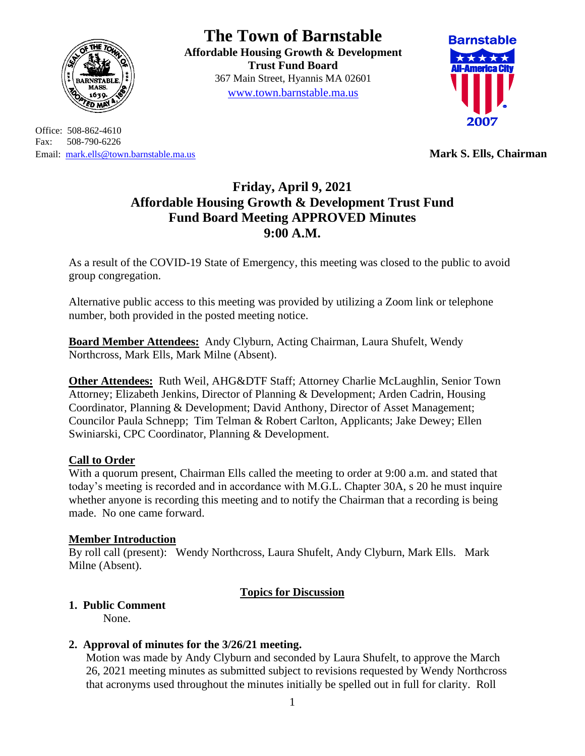# The Town of Barnstable

**Affordable Housing Growth & Development Trust Fund Board**

367 Main Street, Hyannis MA 02601

www.town.barnstable.ma.us

Office: 508-862-4610
Fax: 508-790-6226
Email: mark.ells@town.barnstable.ma.us

**Mark S. Ells, Chairman**

## Friday, April 9, 2021
## Affordable Housing Growth & Development Trust Fund
## Fund Board Meeting APPROVED Minutes
## 9:00 A.M.

As a result of the COVID-19 State of Emergency, this meeting was closed to the public to avoid group congregation.

Alternative public access to this meeting was provided by utilizing a Zoom link or telephone number, both provided in the posted meeting notice.

**Board Member Attendees:** Andy Clyburn, Acting Chairman, Laura Shufelt, Wendy Northcross, Mark Ells, Mark Milne (Absent).

**Other Attendees:** Ruth Weil, AHG&DTF Staff; Attorney Charlie McLaughlin, Senior Town Attorney; Elizabeth Jenkins, Director of Planning & Development; Arden Cadrin, Housing Coordinator, Planning & Development; David Anthony, Director of Asset Management; Councilor Paula Schnepp; Tim Telman & Robert Carlton, Applicants; Jake Dewey; Ellen Swiniarski, CPC Coordinator, Planning & Development.

**Call to Order**

With a quorum present, Chairman Ells called the meeting to order at 9:00 a.m. and stated that today's meeting is recorded and in accordance with M.G.L. Chapter 30A, s 20 he must inquire whether anyone is recording this meeting and to notify the Chairman that a recording is being made. No one came forward.

**Member Introduction**

By roll call (present): Wendy Northcross, Laura Shufelt, Andy Clyburn, Mark Ells. Mark Milne (Absent).

**Topics for Discussion**

1. **Public Comment**

   None.

2. **Approval of minutes for the 3/26/21 meeting.**

   Motion was made by Andy Clyburn and seconded by Laura Shufelt, to approve the March 26, 2021 meeting minutes as submitted subject to revisions requested by Wendy Northcross that acronyms used throughout the minutes initially be spelled out in full for clarity. Roll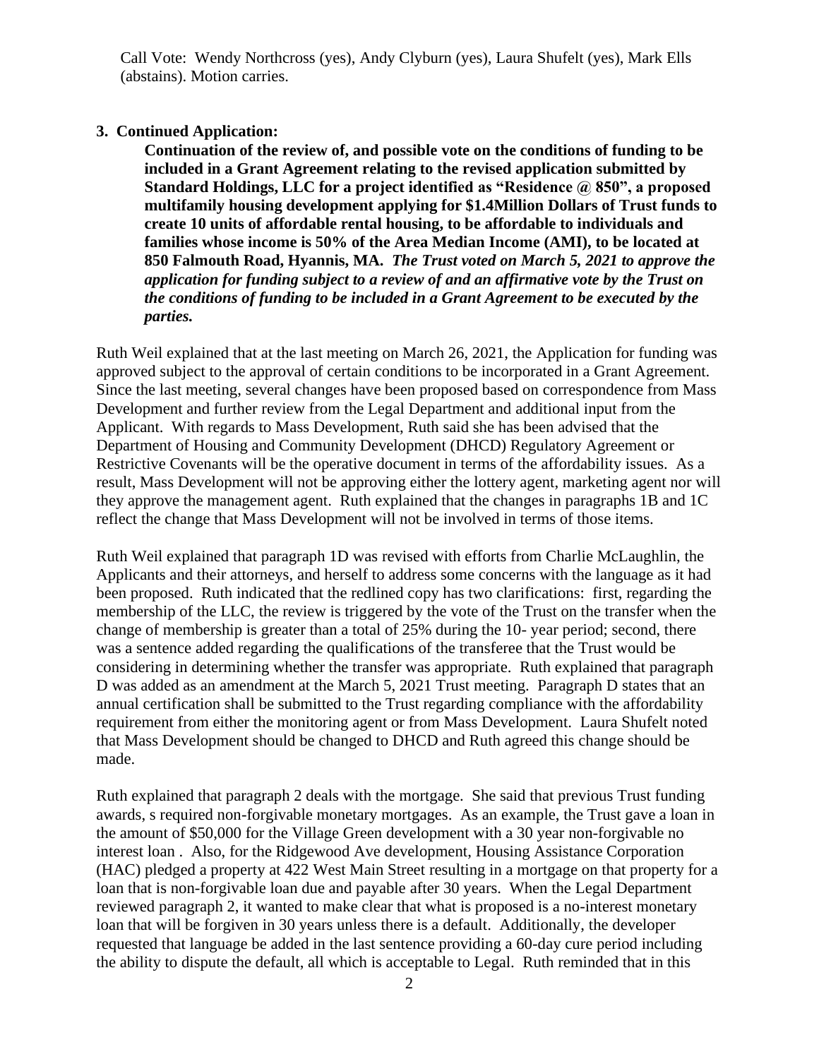Call Vote: Wendy Northcross (yes), Andy Clyburn (yes), Laura Shufelt (yes), Mark Ells (abstains). Motion carries.

**3. Continued Application:**

**Continuation of the review of, and possible vote on the conditions of funding to be included in a Grant Agreement relating to the revised application submitted by Standard Holdings, LLC for a project identified as "Residence @ 850", a proposed multifamily housing development applying for $1.4Million Dollars of Trust funds to create 10 units of affordable rental housing, to be affordable to individuals and families whose income is 50% of the Area Median Income (AMI), to be located at 850 Falmouth Road, Hyannis, MA.** ***The Trust voted on March 5, 2021 to approve the application for funding subject to a review of and an affirmative vote by the Trust on the conditions of funding to be included in a Grant Agreement to be executed by the parties.***

Ruth Weil explained that at the last meeting on March 26, 2021, the Application for funding was approved subject to the approval of certain conditions to be incorporated in a Grant Agreement. Since the last meeting, several changes have been proposed based on correspondence from Mass Development and further review from the Legal Department and additional input from the Applicant. With regards to Mass Development, Ruth said she has been advised that the Department of Housing and Community Development (DHCD) Regulatory Agreement or Restrictive Covenants will be the operative document in terms of the affordability issues. As a result, Mass Development will not be approving either the lottery agent, marketing agent nor will they approve the management agent. Ruth explained that the changes in paragraphs 1B and 1C reflect the change that Mass Development will not be involved in terms of those items.

Ruth Weil explained that paragraph 1D was revised with efforts from Charlie McLaughlin, the Applicants and their attorneys, and herself to address some concerns with the language as it had been proposed. Ruth indicated that the redlined copy has two clarifications: first, regarding the membership of the LLC, the review is triggered by the vote of the Trust on the transfer when the change of membership is greater than a total of 25% during the 10- year period; second, there was a sentence added regarding the qualifications of the transferee that the Trust would be considering in determining whether the transfer was appropriate. Ruth explained that paragraph D was added as an amendment at the March 5, 2021 Trust meeting. Paragraph D states that an annual certification shall be submitted to the Trust regarding compliance with the affordability requirement from either the monitoring agent or from Mass Development. Laura Shufelt noted that Mass Development should be changed to DHCD and Ruth agreed this change should be made.

Ruth explained that paragraph 2 deals with the mortgage. She said that previous Trust funding awards, s required non-forgivable monetary mortgages. As an example, the Trust gave a loan in the amount of $50,000 for the Village Green development with a 30 year non-forgivable no interest loan . Also, for the Ridgewood Ave development, Housing Assistance Corporation (HAC) pledged a property at 422 West Main Street resulting in a mortgage on that property for a loan that is non-forgivable loan due and payable after 30 years. When the Legal Department reviewed paragraph 2, it wanted to make clear that what is proposed is a no-interest monetary loan that will be forgiven in 30 years unless there is a default. Additionally, the developer requested that language be added in the last sentence providing a 60-day cure period including the ability to dispute the default, all which is acceptable to Legal. Ruth reminded that in this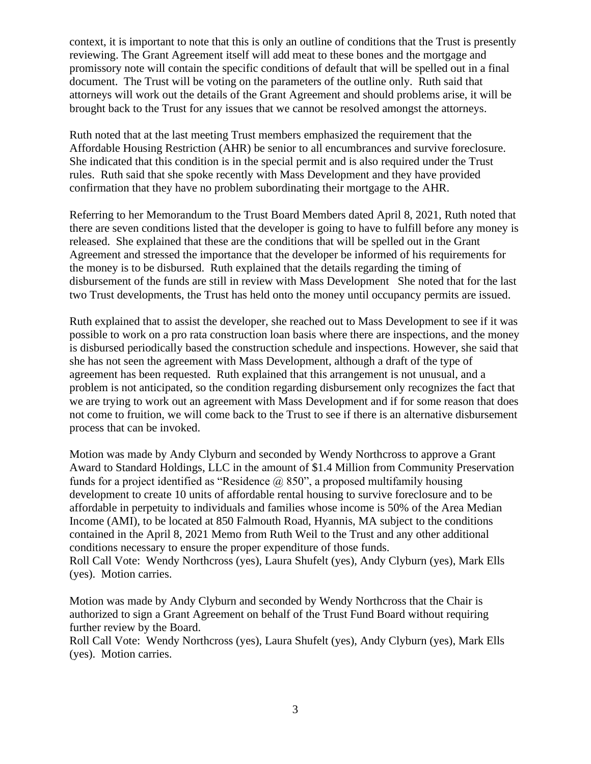context, it is important to note that this is only an outline of conditions that the Trust is presently reviewing. The Grant Agreement itself will add meat to these bones and the mortgage and promissory note will contain the specific conditions of default that will be spelled out in a final document. The Trust will be voting on the parameters of the outline only. Ruth said that attorneys will work out the details of the Grant Agreement and should problems arise, it will be brought back to the Trust for any issues that we cannot be resolved amongst the attorneys.

Ruth noted that at the last meeting Trust members emphasized the requirement that the Affordable Housing Restriction (AHR) be senior to all encumbrances and survive foreclosure. She indicated that this condition is in the special permit and is also required under the Trust rules. Ruth said that she spoke recently with Mass Development and they have provided confirmation that they have no problem subordinating their mortgage to the AHR.

Referring to her Memorandum to the Trust Board Members dated April 8, 2021, Ruth noted that there are seven conditions listed that the developer is going to have to fulfill before any money is released. She explained that these are the conditions that will be spelled out in the Grant Agreement and stressed the importance that the developer be informed of his requirements for the money is to be disbursed. Ruth explained that the details regarding the timing of disbursement of the funds are still in review with Mass Development She noted that for the last two Trust developments, the Trust has held onto the money until occupancy permits are issued.

Ruth explained that to assist the developer, she reached out to Mass Development to see if it was possible to work on a pro rata construction loan basis where there are inspections, and the money is disbursed periodically based the construction schedule and inspections. However, she said that she has not seen the agreement with Mass Development, although a draft of the type of agreement has been requested. Ruth explained that this arrangement is not unusual, and a problem is not anticipated, so the condition regarding disbursement only recognizes the fact that we are trying to work out an agreement with Mass Development and if for some reason that does not come to fruition, we will come back to the Trust to see if there is an alternative disbursement process that can be invoked.

Motion was made by Andy Clyburn and seconded by Wendy Northcross to approve a Grant Award to Standard Holdings, LLC in the amount of $1.4 Million from Community Preservation funds for a project identified as "Residence @ 850", a proposed multifamily housing development to create 10 units of affordable rental housing to survive foreclosure and to be affordable in perpetuity to individuals and families whose income is 50% of the Area Median Income (AMI), to be located at 850 Falmouth Road, Hyannis, MA subject to the conditions contained in the April 8, 2021 Memo from Ruth Weil to the Trust and any other additional conditions necessary to ensure the proper expenditure of those funds.
Roll Call Vote: Wendy Northcross (yes), Laura Shufelt (yes), Andy Clyburn (yes), Mark Ells (yes). Motion carries.

Motion was made by Andy Clyburn and seconded by Wendy Northcross that the Chair is authorized to sign a Grant Agreement on behalf of the Trust Fund Board without requiring further review by the Board.
Roll Call Vote: Wendy Northcross (yes), Laura Shufelt (yes), Andy Clyburn (yes), Mark Ells (yes). Motion carries.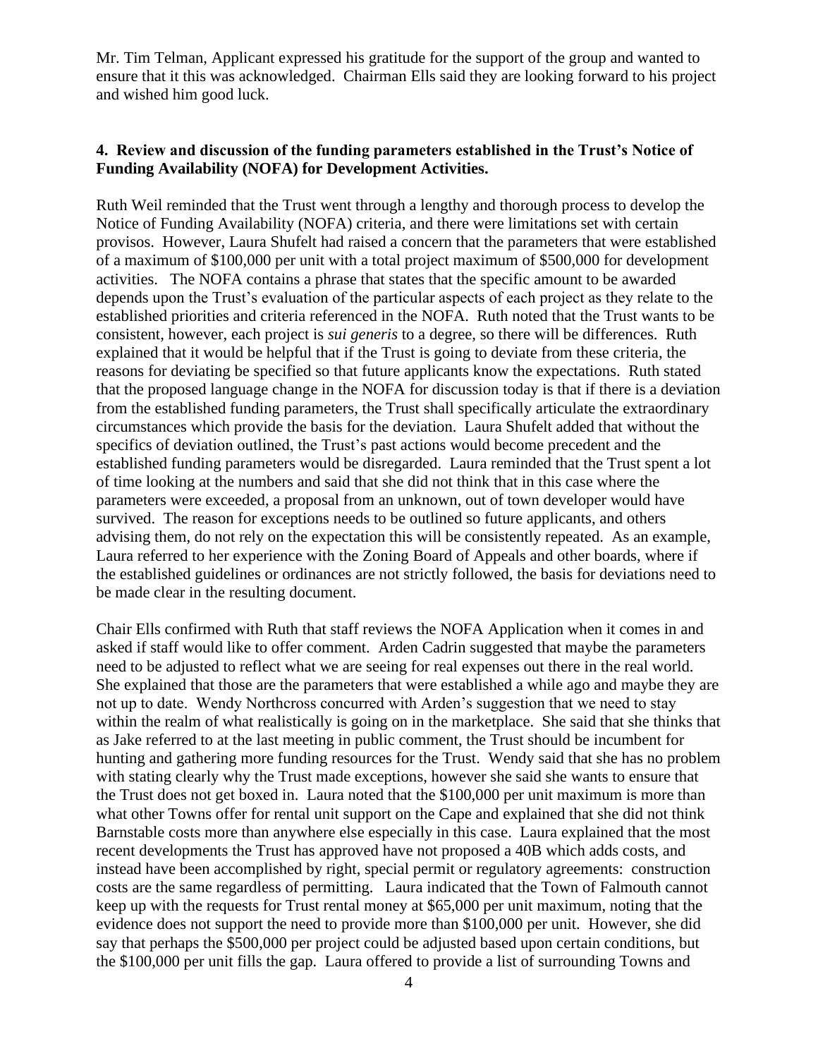Mr. Tim Telman, Applicant expressed his gratitude for the support of the group and wanted to ensure that it this was acknowledged. Chairman Ells said they are looking forward to his project and wished him good luck.

**4. Review and discussion of the funding parameters established in the Trust's Notice of Funding Availability (NOFA) for Development Activities.**

Ruth Weil reminded that the Trust went through a lengthy and thorough process to develop the Notice of Funding Availability (NOFA) criteria, and there were limitations set with certain provisos. However, Laura Shufelt had raised a concern that the parameters that were established of a maximum of $100,000 per unit with a total project maximum of $500,000 for development activities. The NOFA contains a phrase that states that the specific amount to be awarded depends upon the Trust's evaluation of the particular aspects of each project as they relate to the established priorities and criteria referenced in the NOFA. Ruth noted that the Trust wants to be consistent, however, each project is *sui generis* to a degree, so there will be differences. Ruth explained that it would be helpful that if the Trust is going to deviate from these criteria, the reasons for deviating be specified so that future applicants know the expectations. Ruth stated that the proposed language change in the NOFA for discussion today is that if there is a deviation from the established funding parameters, the Trust shall specifically articulate the extraordinary circumstances which provide the basis for the deviation. Laura Shufelt added that without the specifics of deviation outlined, the Trust's past actions would become precedent and the established funding parameters would be disregarded. Laura reminded that the Trust spent a lot of time looking at the numbers and said that she did not think that in this case where the parameters were exceeded, a proposal from an unknown, out of town developer would have survived. The reason for exceptions needs to be outlined so future applicants, and others advising them, do not rely on the expectation this will be consistently repeated. As an example, Laura referred to her experience with the Zoning Board of Appeals and other boards, where if the established guidelines or ordinances are not strictly followed, the basis for deviations need to be made clear in the resulting document.

Chair Ells confirmed with Ruth that staff reviews the NOFA Application when it comes in and asked if staff would like to offer comment. Arden Cadrin suggested that maybe the parameters need to be adjusted to reflect what we are seeing for real expenses out there in the real world. She explained that those are the parameters that were established a while ago and maybe they are not up to date. Wendy Northcross concurred with Arden's suggestion that we need to stay within the realm of what realistically is going on in the marketplace. She said that she thinks that as Jake referred to at the last meeting in public comment, the Trust should be incumbent for hunting and gathering more funding resources for the Trust. Wendy said that she has no problem with stating clearly why the Trust made exceptions, however she said she wants to ensure that the Trust does not get boxed in. Laura noted that the $100,000 per unit maximum is more than what other Towns offer for rental unit support on the Cape and explained that she did not think Barnstable costs more than anywhere else especially in this case. Laura explained that the most recent developments the Trust has approved have not proposed a 40B which adds costs, and instead have been accomplished by right, special permit or regulatory agreements: construction costs are the same regardless of permitting. Laura indicated that the Town of Falmouth cannot keep up with the requests for Trust rental money at $65,000 per unit maximum, noting that the evidence does not support the need to provide more than $100,000 per unit. However, she did say that perhaps the $500,000 per project could be adjusted based upon certain conditions, but the $100,000 per unit fills the gap. Laura offered to provide a list of surrounding Towns and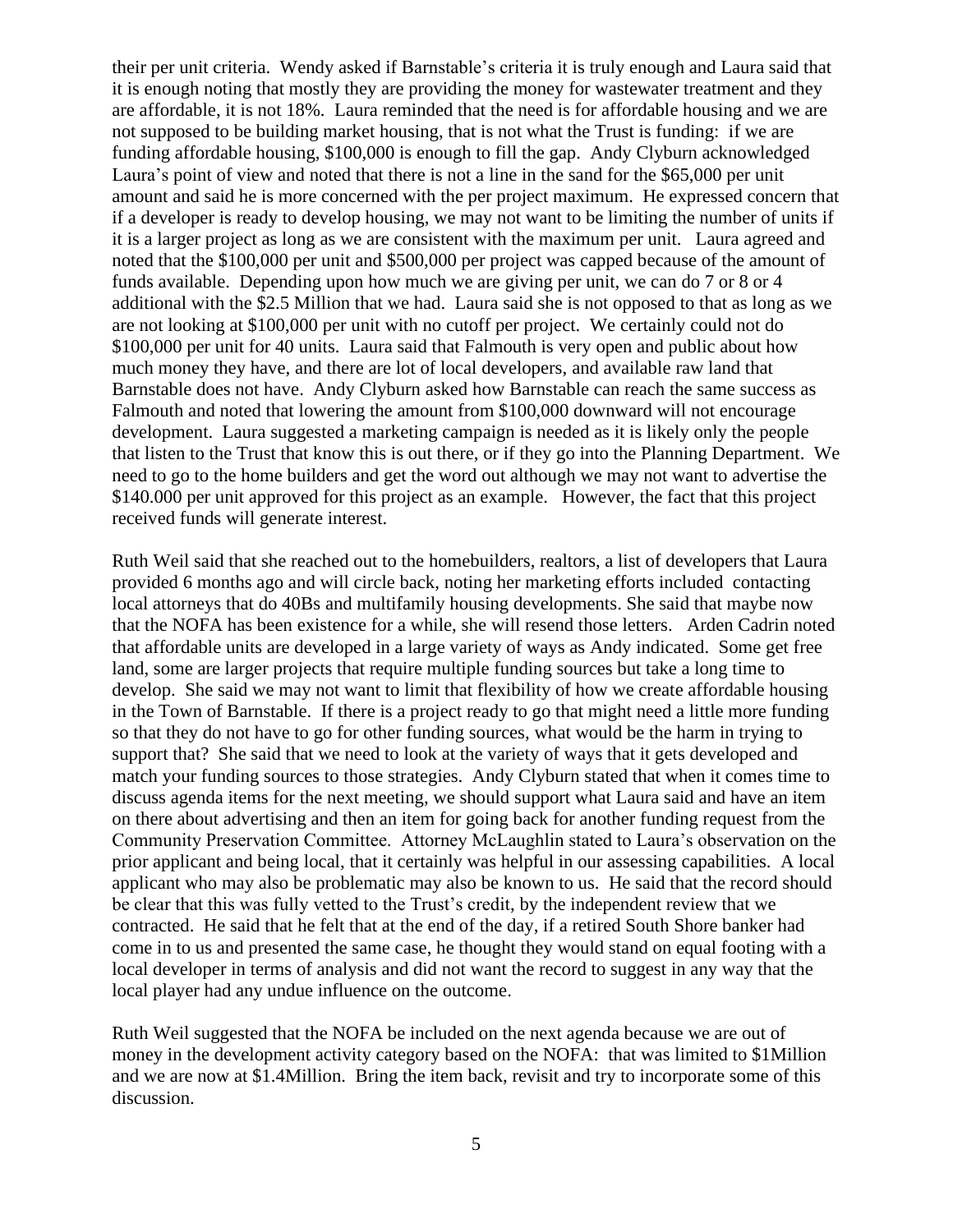their per unit criteria. Wendy asked if Barnstable's criteria it is truly enough and Laura said that it is enough noting that mostly they are providing the money for wastewater treatment and they are affordable, it is not 18%. Laura reminded that the need is for affordable housing and we are not supposed to be building market housing, that is not what the Trust is funding: if we are funding affordable housing, \$100,000 is enough to fill the gap. Andy Clyburn acknowledged Laura's point of view and noted that there is not a line in the sand for the \$65,000 per unit amount and said he is more concerned with the per project maximum. He expressed concern that if a developer is ready to develop housing, we may not want to be limiting the number of units if it is a larger project as long as we are consistent with the maximum per unit. Laura agreed and noted that the \$100,000 per unit and \$500,000 per project was capped because of the amount of funds available. Depending upon how much we are giving per unit, we can do 7 or 8 or 4 additional with the \$2.5 Million that we had. Laura said she is not opposed to that as long as we are not looking at \$100,000 per unit with no cutoff per project. We certainly could not do \$100,000 per unit for 40 units. Laura said that Falmouth is very open and public about how much money they have, and there are lot of local developers, and available raw land that Barnstable does not have. Andy Clyburn asked how Barnstable can reach the same success as Falmouth and noted that lowering the amount from \$100,000 downward will not encourage development. Laura suggested a marketing campaign is needed as it is likely only the people that listen to the Trust that know this is out there, or if they go into the Planning Department. We need to go to the home builders and get the word out although we may not want to advertise the \$140.000 per unit approved for this project as an example. However, the fact that this project received funds will generate interest.

Ruth Weil said that she reached out to the homebuilders, realtors, a list of developers that Laura provided 6 months ago and will circle back, noting her marketing efforts included contacting local attorneys that do 40Bs and multifamily housing developments. She said that maybe now that the NOFA has been existence for a while, she will resend those letters. Arden Cadrin noted that affordable units are developed in a large variety of ways as Andy indicated. Some get free land, some are larger projects that require multiple funding sources but take a long time to develop. She said we may not want to limit that flexibility of how we create affordable housing in the Town of Barnstable. If there is a project ready to go that might need a little more funding so that they do not have to go for other funding sources, what would be the harm in trying to support that? She said that we need to look at the variety of ways that it gets developed and match your funding sources to those strategies. Andy Clyburn stated that when it comes time to discuss agenda items for the next meeting, we should support what Laura said and have an item on there about advertising and then an item for going back for another funding request from the Community Preservation Committee. Attorney McLaughlin stated to Laura's observation on the prior applicant and being local, that it certainly was helpful in our assessing capabilities. A local applicant who may also be problematic may also be known to us. He said that the record should be clear that this was fully vetted to the Trust's credit, by the independent review that we contracted. He said that he felt that at the end of the day, if a retired South Shore banker had come in to us and presented the same case, he thought they would stand on equal footing with a local developer in terms of analysis and did not want the record to suggest in any way that the local player had any undue influence on the outcome.

Ruth Weil suggested that the NOFA be included on the next agenda because we are out of money in the development activity category based on the NOFA: that was limited to \$1Million and we are now at \$1.4Million. Bring the item back, revisit and try to incorporate some of this discussion.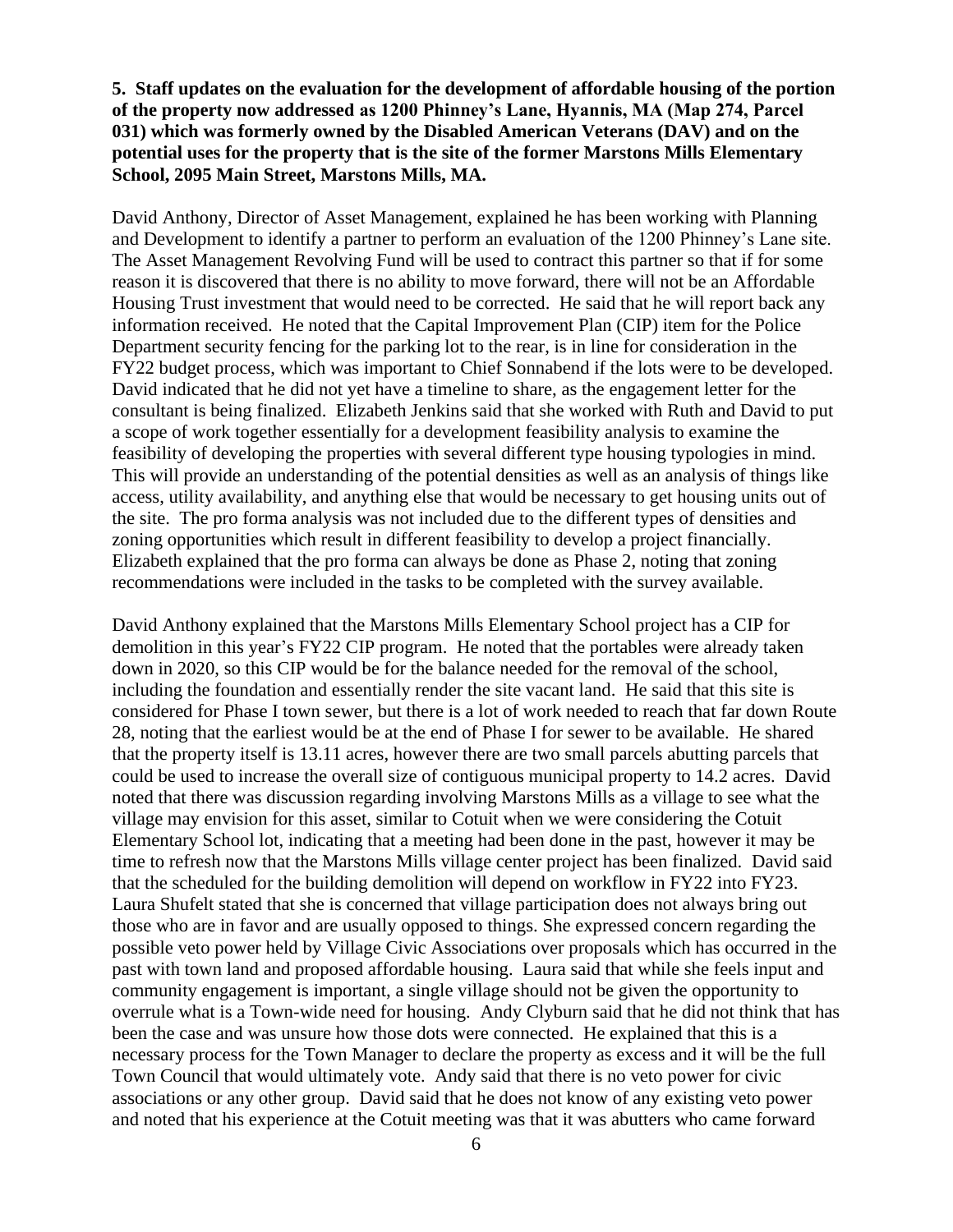**5. Staff updates on the evaluation for the development of affordable housing of the portion of the property now addressed as 1200 Phinney's Lane, Hyannis, MA (Map 274, Parcel 031) which was formerly owned by the Disabled American Veterans (DAV) and on the potential uses for the property that is the site of the former Marstons Mills Elementary School, 2095 Main Street, Marstons Mills, MA.**

David Anthony, Director of Asset Management, explained he has been working with Planning and Development to identify a partner to perform an evaluation of the 1200 Phinney's Lane site. The Asset Management Revolving Fund will be used to contract this partner so that if for some reason it is discovered that there is no ability to move forward, there will not be an Affordable Housing Trust investment that would need to be corrected. He said that he will report back any information received. He noted that the Capital Improvement Plan (CIP) item for the Police Department security fencing for the parking lot to the rear, is in line for consideration in the FY22 budget process, which was important to Chief Sonnabend if the lots were to be developed. David indicated that he did not yet have a timeline to share, as the engagement letter for the consultant is being finalized. Elizabeth Jenkins said that she worked with Ruth and David to put a scope of work together essentially for a development feasibility analysis to examine the feasibility of developing the properties with several different type housing typologies in mind. This will provide an understanding of the potential densities as well as an analysis of things like access, utility availability, and anything else that would be necessary to get housing units out of the site. The pro forma analysis was not included due to the different types of densities and zoning opportunities which result in different feasibility to develop a project financially. Elizabeth explained that the pro forma can always be done as Phase 2, noting that zoning recommendations were included in the tasks to be completed with the survey available.

David Anthony explained that the Marstons Mills Elementary School project has a CIP for demolition in this year's FY22 CIP program. He noted that the portables were already taken down in 2020, so this CIP would be for the balance needed for the removal of the school, including the foundation and essentially render the site vacant land. He said that this site is considered for Phase I town sewer, but there is a lot of work needed to reach that far down Route 28, noting that the earliest would be at the end of Phase I for sewer to be available. He shared that the property itself is 13.11 acres, however there are two small parcels abutting parcels that could be used to increase the overall size of contiguous municipal property to 14.2 acres. David noted that there was discussion regarding involving Marstons Mills as a village to see what the village may envision for this asset, similar to Cotuit when we were considering the Cotuit Elementary School lot, indicating that a meeting had been done in the past, however it may be time to refresh now that the Marstons Mills village center project has been finalized. David said that the scheduled for the building demolition will depend on workflow in FY22 into FY23. Laura Shufelt stated that she is concerned that village participation does not always bring out those who are in favor and are usually opposed to things. She expressed concern regarding the possible veto power held by Village Civic Associations over proposals which has occurred in the past with town land and proposed affordable housing. Laura said that while she feels input and community engagement is important, a single village should not be given the opportunity to overrule what is a Town-wide need for housing. Andy Clyburn said that he did not think that has been the case and was unsure how those dots were connected. He explained that this is a necessary process for the Town Manager to declare the property as excess and it will be the full Town Council that would ultimately vote. Andy said that there is no veto power for civic associations or any other group. David said that he does not know of any existing veto power and noted that his experience at the Cotuit meeting was that it was abutters who came forward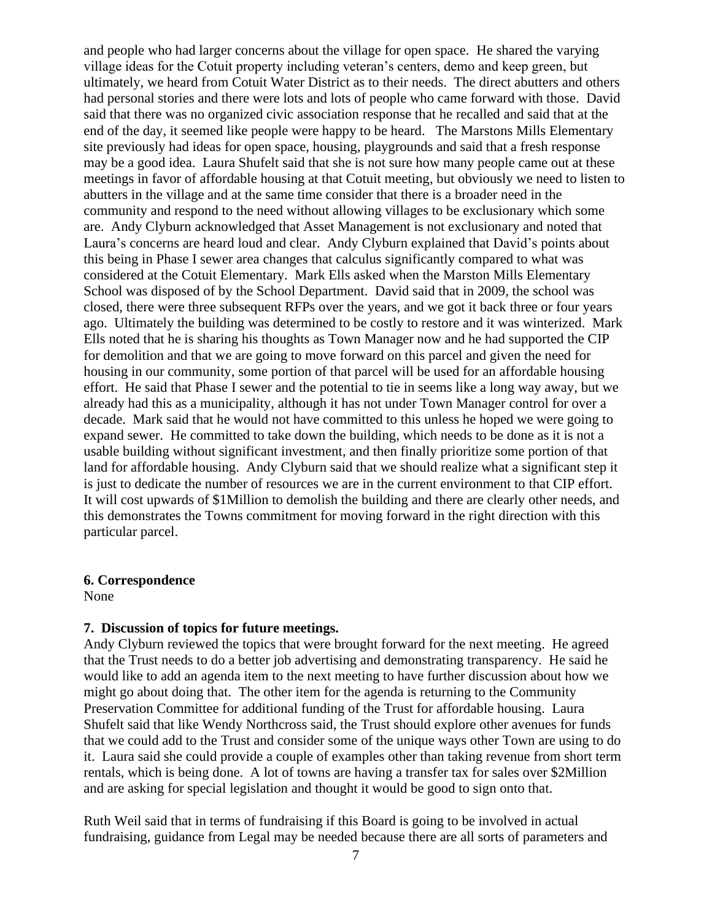and people who had larger concerns about the village for open space. He shared the varying village ideas for the Cotuit property including veteran's centers, demo and keep green, but ultimately, we heard from Cotuit Water District as to their needs. The direct abutters and others had personal stories and there were lots and lots of people who came forward with those. David said that there was no organized civic association response that he recalled and said that at the end of the day, it seemed like people were happy to be heard. The Marstons Mills Elementary site previously had ideas for open space, housing, playgrounds and said that a fresh response may be a good idea. Laura Shufelt said that she is not sure how many people came out at these meetings in favor of affordable housing at that Cotuit meeting, but obviously we need to listen to abutters in the village and at the same time consider that there is a broader need in the community and respond to the need without allowing villages to be exclusionary which some are. Andy Clyburn acknowledged that Asset Management is not exclusionary and noted that Laura's concerns are heard loud and clear. Andy Clyburn explained that David's points about this being in Phase I sewer area changes that calculus significantly compared to what was considered at the Cotuit Elementary. Mark Ells asked when the Marston Mills Elementary School was disposed of by the School Department. David said that in 2009, the school was closed, there were three subsequent RFPs over the years, and we got it back three or four years ago. Ultimately the building was determined to be costly to restore and it was winterized. Mark Ells noted that he is sharing his thoughts as Town Manager now and he had supported the CIP for demolition and that we are going to move forward on this parcel and given the need for housing in our community, some portion of that parcel will be used for an affordable housing effort. He said that Phase I sewer and the potential to tie in seems like a long way away, but we already had this as a municipality, although it has not under Town Manager control for over a decade. Mark said that he would not have committed to this unless he hoped we were going to expand sewer. He committed to take down the building, which needs to be done as it is not a usable building without significant investment, and then finally prioritize some portion of that land for affordable housing. Andy Clyburn said that we should realize what a significant step it is just to dedicate the number of resources we are in the current environment to that CIP effort. It will cost upwards of $1Million to demolish the building and there are clearly other needs, and this demonstrates the Towns commitment for moving forward in the right direction with this particular parcel.

**6. Correspondence**

None

**7. Discussion of topics for future meetings.**

Andy Clyburn reviewed the topics that were brought forward for the next meeting. He agreed that the Trust needs to do a better job advertising and demonstrating transparency. He said he would like to add an agenda item to the next meeting to have further discussion about how we might go about doing that. The other item for the agenda is returning to the Community Preservation Committee for additional funding of the Trust for affordable housing. Laura Shufelt said that like Wendy Northcross said, the Trust should explore other avenues for funds that we could add to the Trust and consider some of the unique ways other Town are using to do it. Laura said she could provide a couple of examples other than taking revenue from short term rentals, which is being done. A lot of towns are having a transfer tax for sales over $2Million and are asking for special legislation and thought it would be good to sign onto that.

Ruth Weil said that in terms of fundraising if this Board is going to be involved in actual fundraising, guidance from Legal may be needed because there are all sorts of parameters and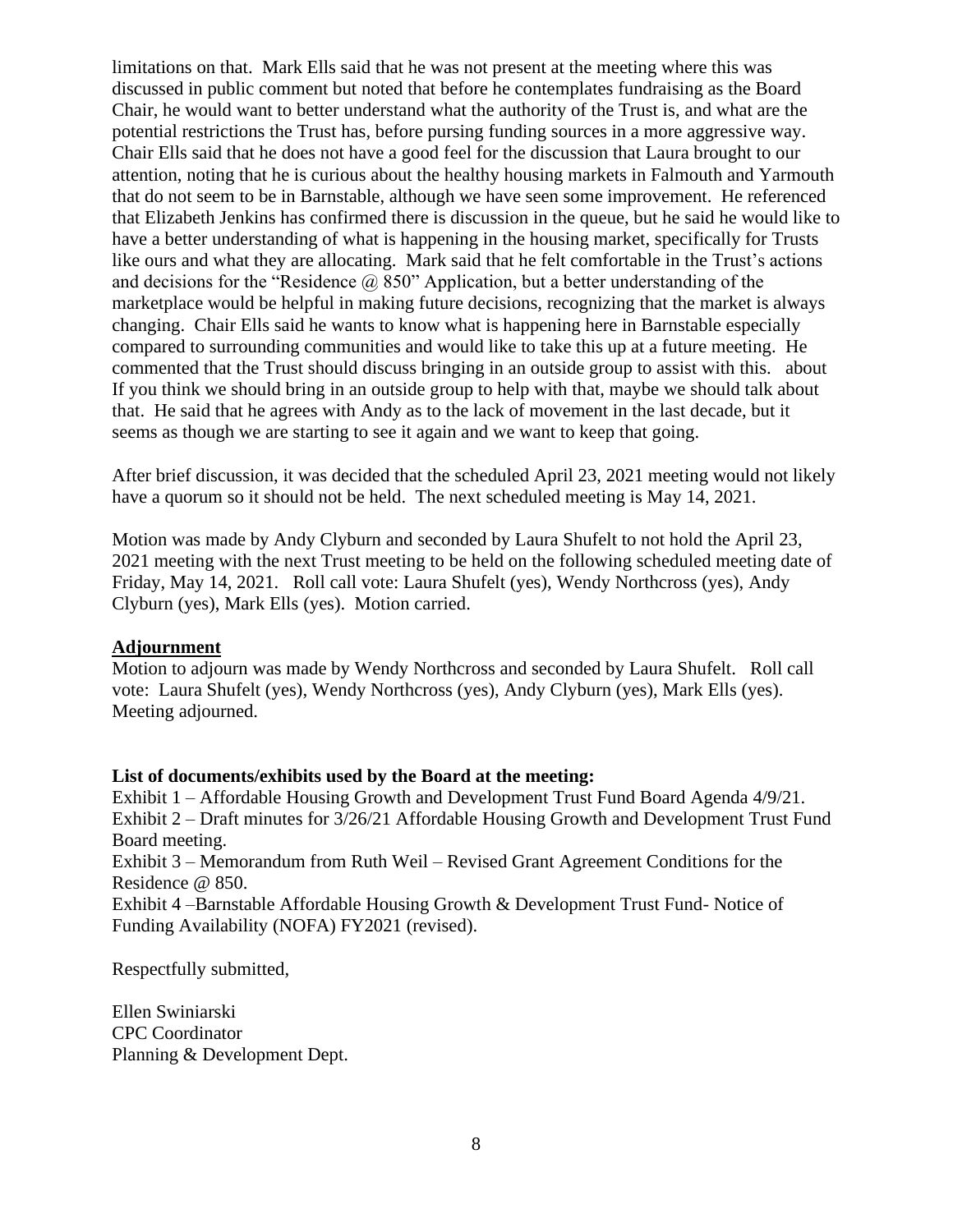limitations on that. Mark Ells said that he was not present at the meeting where this was discussed in public comment but noted that before he contemplates fundraising as the Board Chair, he would want to better understand what the authority of the Trust is, and what are the potential restrictions the Trust has, before pursing funding sources in a more aggressive way. Chair Ells said that he does not have a good feel for the discussion that Laura brought to our attention, noting that he is curious about the healthy housing markets in Falmouth and Yarmouth that do not seem to be in Barnstable, although we have seen some improvement. He referenced that Elizabeth Jenkins has confirmed there is discussion in the queue, but he said he would like to have a better understanding of what is happening in the housing market, specifically for Trusts like ours and what they are allocating. Mark said that he felt comfortable in the Trust's actions and decisions for the "Residence @ 850" Application, but a better understanding of the marketplace would be helpful in making future decisions, recognizing that the market is always changing. Chair Ells said he wants to know what is happening here in Barnstable especially compared to surrounding communities and would like to take this up at a future meeting. He commented that the Trust should discuss bringing in an outside group to assist with this. about If you think we should bring in an outside group to help with that, maybe we should talk about that. He said that he agrees with Andy as to the lack of movement in the last decade, but it seems as though we are starting to see it again and we want to keep that going.

After brief discussion, it was decided that the scheduled April 23, 2021 meeting would not likely have a quorum so it should not be held. The next scheduled meeting is May 14, 2021.

Motion was made by Andy Clyburn and seconded by Laura Shufelt to not hold the April 23, 2021 meeting with the next Trust meeting to be held on the following scheduled meeting date of Friday, May 14, 2021. Roll call vote: Laura Shufelt (yes), Wendy Northcross (yes), Andy Clyburn (yes), Mark Ells (yes). Motion carried.

**Adjournment**

Motion to adjourn was made by Wendy Northcross and seconded by Laura Shufelt. Roll call vote: Laura Shufelt (yes), Wendy Northcross (yes), Andy Clyburn (yes), Mark Ells (yes). Meeting adjourned.

**List of documents/exhibits used by the Board at the meeting:**

Exhibit 1 – Affordable Housing Growth and Development Trust Fund Board Agenda 4/9/21.
Exhibit 2 – Draft minutes for 3/26/21 Affordable Housing Growth and Development Trust Fund Board meeting.
Exhibit 3 – Memorandum from Ruth Weil – Revised Grant Agreement Conditions for the Residence @ 850.
Exhibit 4 –Barnstable Affordable Housing Growth & Development Trust Fund- Notice of Funding Availability (NOFA) FY2021 (revised).

Respectfully submitted,

Ellen Swiniarski
CPC Coordinator
Planning & Development Dept.